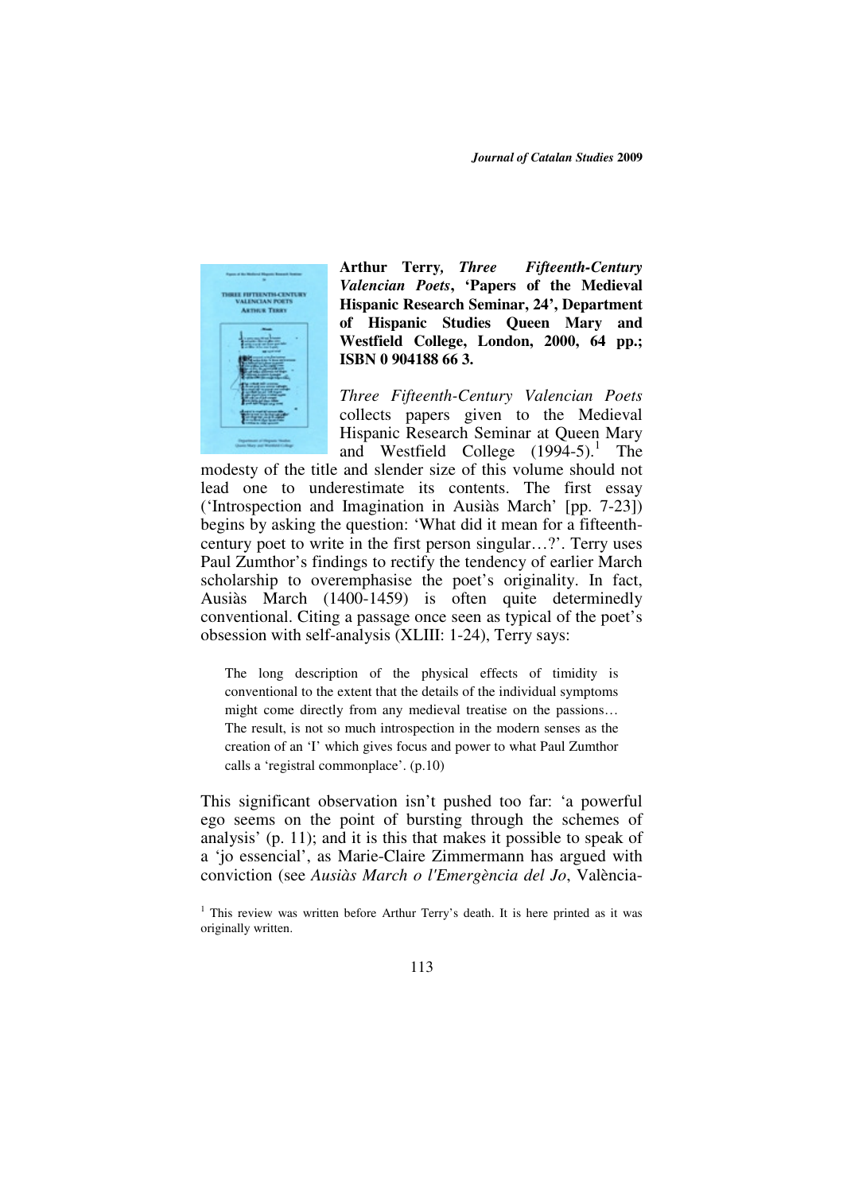**Arthur Terry, *Three Fifteenth-Century Valencian Poets*, 'Papers of the Medieval Hispanic Research Seminar, 24', Department of Hispanic Studies Queen Mary and Westfield College, London, 2000, 64 pp.; ISBN 0 904188 66 3.**

*Three Fifteenth-Century Valencian Poets* collects papers given to the Medieval Hispanic Research Seminar at Queen Mary and Westfield College (1994-5).[1] The modesty of the title and slender size of this volume should not lead one to underestimate its contents. The first essay ('Introspection and Imagination in Ausiàs March' [pp. 7-23]) begins by asking the question: 'What did it mean for a fifteenth-century poet to write in the first person singular…?'. Terry uses Paul Zumthor's findings to rectify the tendency of earlier March scholarship to overemphasise the poet's originality. In fact, Ausiàs March (1400-1459) is often quite determinedly conventional. Citing a passage once seen as typical of the poet's obsession with self-analysis (XLIII: 1-24), Terry says:

> The long description of the physical effects of timidity is conventional to the extent that the details of the individual symptoms might come directly from any medieval treatise on the passions… The result, is not so much introspection in the modern senses as the creation of an 'I' which gives focus and power to what Paul Zumthor calls a 'registral commonplace'. (p.10)

This significant observation isn't pushed too far: 'a powerful ego seems on the point of bursting through the schemes of analysis' (p. 11); and it is this that makes it possible to speak of a 'jo essencial', as Marie-Claire Zimmermann has argued with conviction (see *Ausiàs March o l'Emergència del Jo*, València-

[1] This review was written before Arthur Terry's death. It is here printed as it was originally written.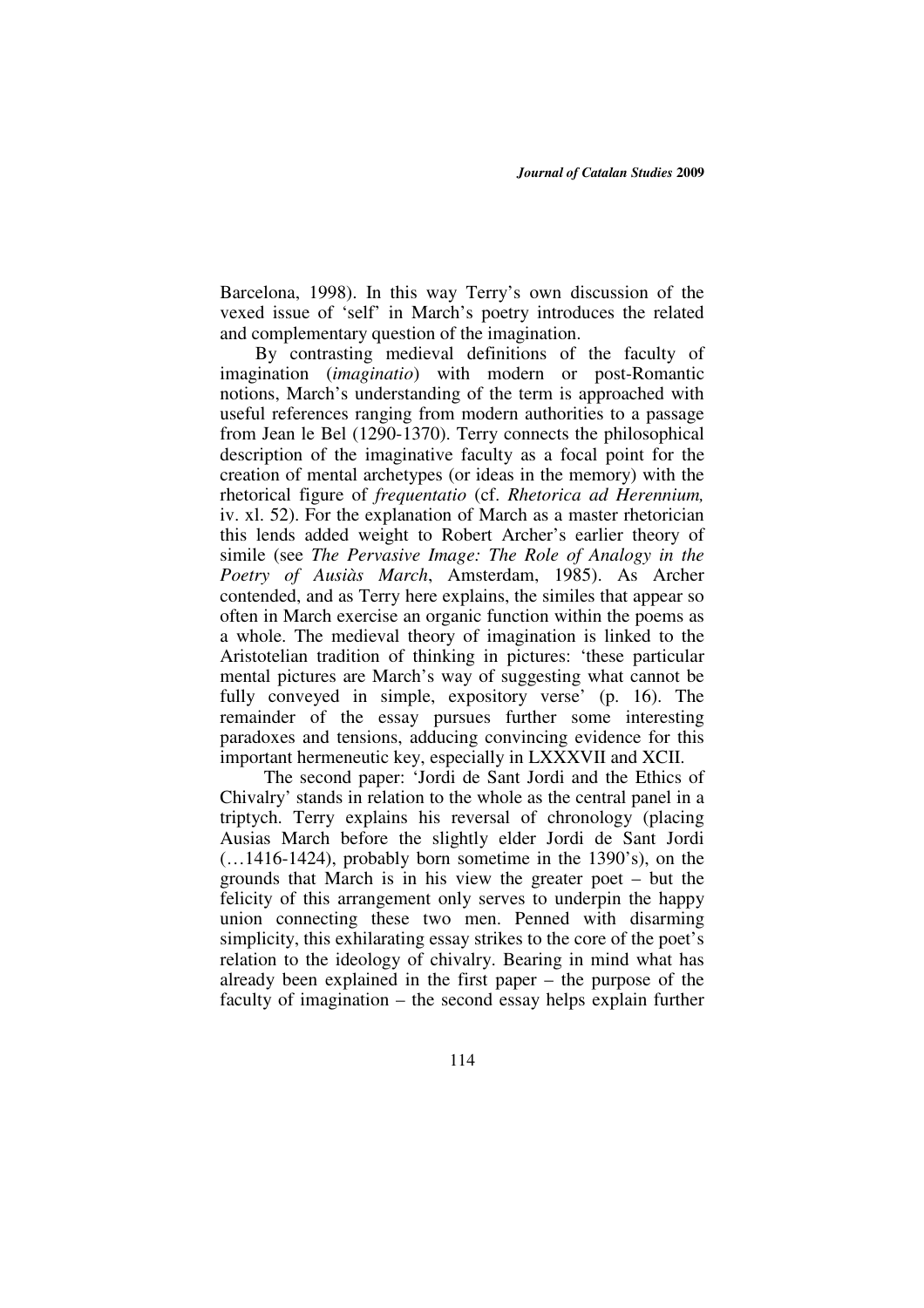Barcelona, 1998). In this way Terry's own discussion of the vexed issue of 'self' in March's poetry introduces the related and complementary question of the imagination.

By contrasting medieval definitions of the faculty of imagination (*imaginatio*) with modern or post-Romantic notions, March's understanding of the term is approached with useful references ranging from modern authorities to a passage from Jean le Bel (1290-1370). Terry connects the philosophical description of the imaginative faculty as a focal point for the creation of mental archetypes (or ideas in the memory) with the rhetorical figure of *frequentatio* (cf. *Rhetorica ad Herennium,* iv. xl. 52). For the explanation of March as a master rhetorician this lends added weight to Robert Archer's earlier theory of simile (see *The Pervasive Image: The Role of Analogy in the Poetry of Ausiàs March*, Amsterdam, 1985). As Archer contended, and as Terry here explains, the similes that appear so often in March exercise an organic function within the poems as a whole. The medieval theory of imagination is linked to the Aristotelian tradition of thinking in pictures: 'these particular mental pictures are March's way of suggesting what cannot be fully conveyed in simple, expository verse' (p. 16). The remainder of the essay pursues further some interesting paradoxes and tensions, adducing convincing evidence for this important hermeneutic key, especially in LXXXVII and XCII.

The second paper: 'Jordi de Sant Jordi and the Ethics of Chivalry' stands in relation to the whole as the central panel in a triptych. Terry explains his reversal of chronology (placing Ausias March before the slightly elder Jordi de Sant Jordi (…1416-1424), probably born sometime in the 1390's), on the grounds that March is in his view the greater poet – but the felicity of this arrangement only serves to underpin the happy union connecting these two men. Penned with disarming simplicity, this exhilarating essay strikes to the core of the poet's relation to the ideology of chivalry. Bearing in mind what has already been explained in the first paper – the purpose of the faculty of imagination – the second essay helps explain further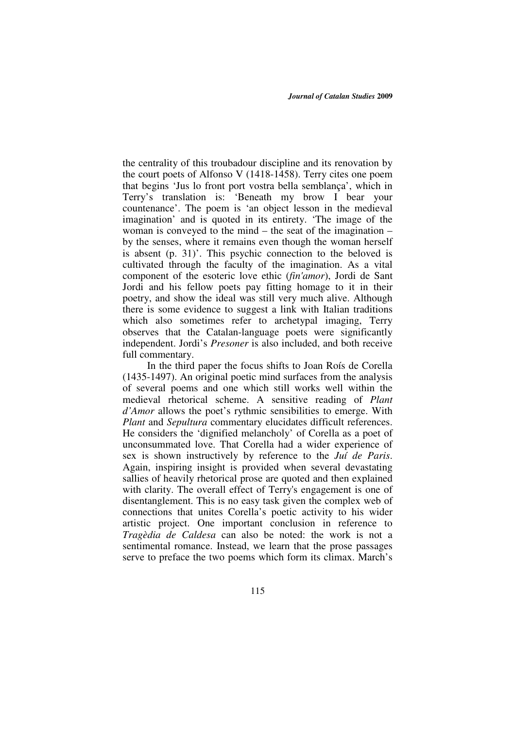the centrality of this troubadour discipline and its renovation by the court poets of Alfonso V (1418-1458). Terry cites one poem that begins 'Jus lo front port vostra bella semblança', which in Terry's translation is: 'Beneath my brow I bear your countenance'. The poem is 'an object lesson in the medieval imagination' and is quoted in its entirety. 'The image of the woman is conveyed to the mind – the seat of the imagination – by the senses, where it remains even though the woman herself is absent (p. 31)'. This psychic connection to the beloved is cultivated through the faculty of the imagination. As a vital component of the esoteric love ethic (*fin'amor*), Jordi de Sant Jordi and his fellow poets pay fitting homage to it in their poetry, and show the ideal was still very much alive. Although there is some evidence to suggest a link with Italian traditions which also sometimes refer to archetypal imaging, Terry observes that the Catalan-language poets were significantly independent. Jordi's *Presoner* is also included, and both receive full commentary.

In the third paper the focus shifts to Joan Roís de Corella (1435-1497). An original poetic mind surfaces from the analysis of several poems and one which still works well within the medieval rhetorical scheme. A sensitive reading of *Plant d'Amor* allows the poet's rythmic sensibilities to emerge. With *Plant* and *Sepultura* commentary elucidates difficult references. He considers the 'dignified melancholy' of Corella as a poet of unconsummated love. That Corella had a wider experience of sex is shown instructively by reference to the *Juí de Paris*. Again, inspiring insight is provided when several devastating sallies of heavily rhetorical prose are quoted and then explained with clarity. The overall effect of Terry's engagement is one of disentanglement. This is no easy task given the complex web of connections that unites Corella's poetic activity to his wider artistic project. One important conclusion in reference to *Tragèdia de Caldesa* can also be noted: the work is not a sentimental romance. Instead, we learn that the prose passages serve to preface the two poems which form its climax. March's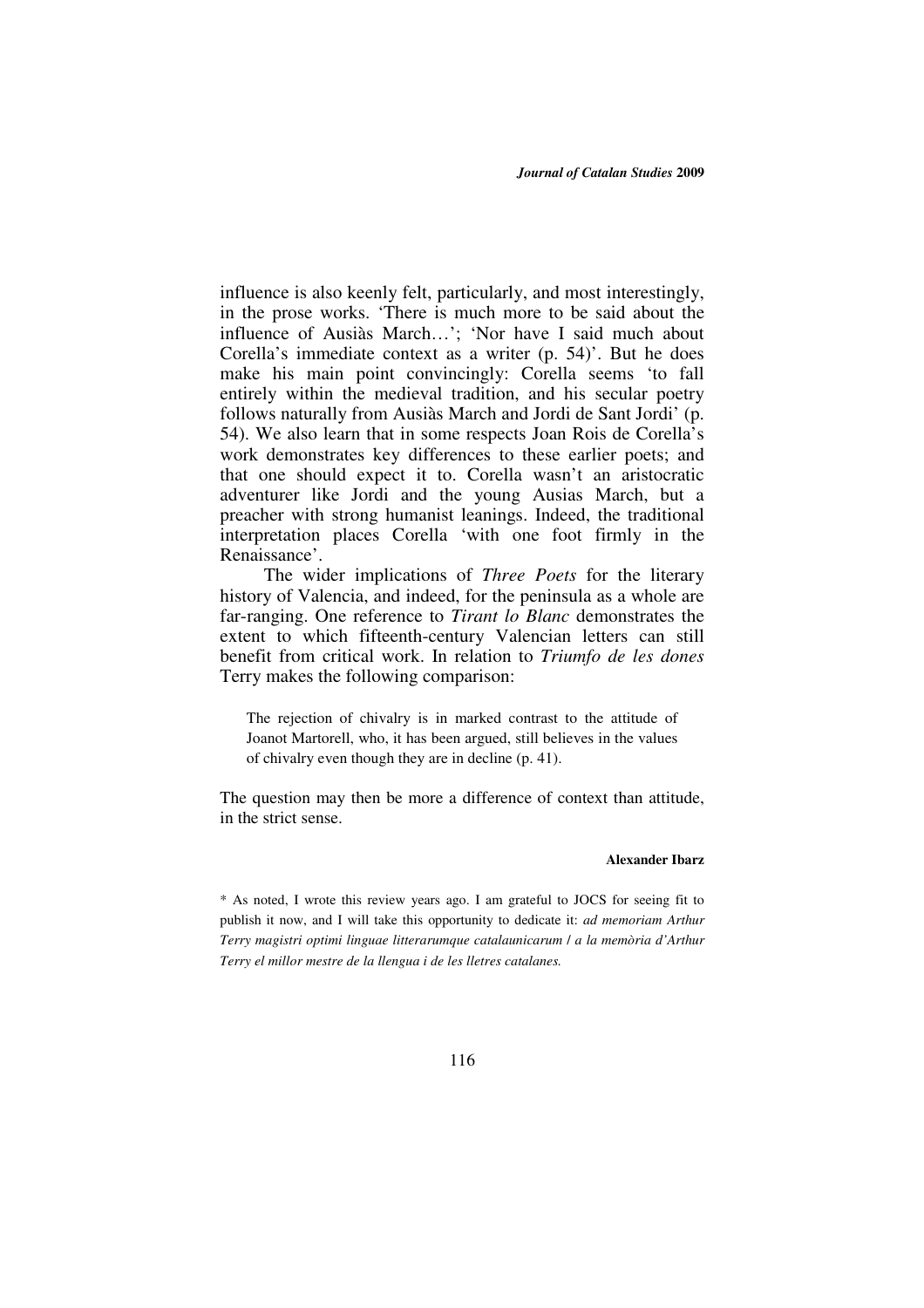influence is also keenly felt, particularly, and most interestingly, in the prose works. 'There is much more to be said about the influence of Ausiàs March…'; 'Nor have I said much about Corella's immediate context as a writer (p. 54)'. But he does make his main point convincingly: Corella seems 'to fall entirely within the medieval tradition, and his secular poetry follows naturally from Ausiàs March and Jordi de Sant Jordi' (p. 54). We also learn that in some respects Joan Rois de Corella's work demonstrates key differences to these earlier poets; and that one should expect it to. Corella wasn't an aristocratic adventurer like Jordi and the young Ausias March, but a preacher with strong humanist leanings. Indeed, the traditional interpretation places Corella 'with one foot firmly in the Renaissance'.

The wider implications of *Three Poets* for the literary history of Valencia, and indeed, for the peninsula as a whole are far-ranging. One reference to *Tirant lo Blanc* demonstrates the extent to which fifteenth-century Valencian letters can still benefit from critical work. In relation to *Triumfo de les dones* Terry makes the following comparison:

> The rejection of chivalry is in marked contrast to the attitude of Joanot Martorell, who, it has been argued, still believes in the values of chivalry even though they are in decline (p. 41).

The question may then be more a difference of context than attitude, in the strict sense.

**Alexander Ibarz**

\* As noted, I wrote this review years ago. I am grateful to JOCS for seeing fit to publish it now, and I will take this opportunity to dedicate it: *ad memoriam Arthur Terry magistri optimi linguae litterarumque catalaunicarum / a la memòria d'Arthur Terry el millor mestre de la llengua i de les lletres catalanes.*